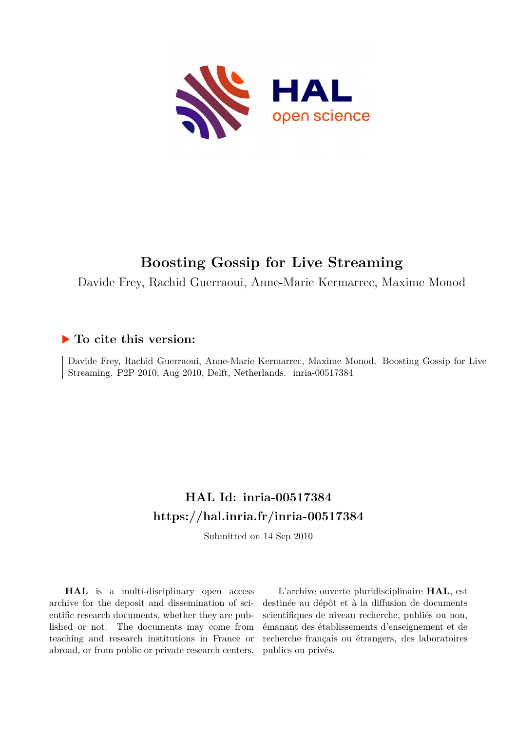# Boosting Gossip for Live Streaming

Davide Frey, Rachid Guerraoui, Anne-Marie Kermarrec, Maxime Monod

## ▶ To cite this version:

Davide Frey, Rachid Guerraoui, Anne-Marie Kermarrec, Maxime Monod. Boosting Gossip for Live Streaming. P2P 2010, Aug 2010, Delft, Netherlands. inria-00517384

## HAL Id: inria-00517384

## https://hal.inria.fr/inria-00517384

Submitted on 14 Sep 2010

**HAL** is a multi-disciplinary open access archive for the deposit and dissemination of scientific research documents, whether they are published or not. The documents may come from teaching and research institutions in France or abroad, or from public or private research centers.

L'archive ouverte pluridisciplinaire **HAL**, est destinée au dépôt et à la diffusion de documents scientifiques de niveau recherche, publiés ou non, émanant des établissements d'enseignement et de recherche français ou étrangers, des laboratoires publics ou privés.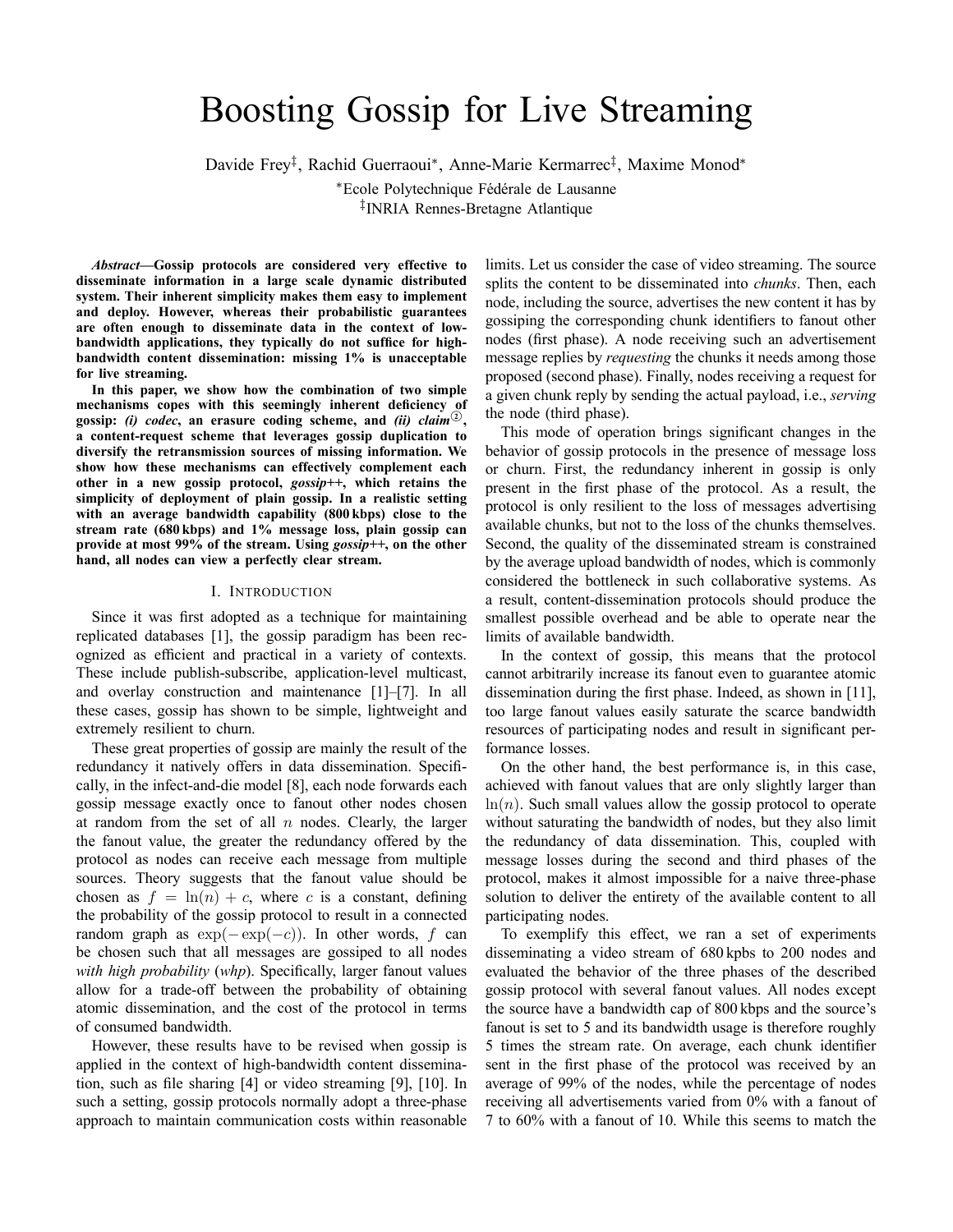# Boosting Gossip for Live Streaming

Davide Frey[‡], Rachid Guerraoui[*], Anne-Marie Kermarrec[‡], Maxime Monod[*]

[*]Ecole Polytechnique Fédérale de Lausanne
[‡]INRIA Rennes-Bretagne Atlantique

***Abstract*—Gossip protocols are considered very effective to disseminate information in a large scale dynamic distributed system. Their inherent simplicity makes them easy to implement and deploy. However, whereas their probabilistic guarantees are often enough to disseminate data in the context of low-bandwidth applications, they typically do not suffice for high-bandwidth content dissemination: missing 1% is unacceptable for live streaming.**

**In this paper, we show how the combination of two simple mechanisms copes with this seemingly inherent deficiency of gossip: *(i) codec*, an erasure coding scheme, and *(ii) claim*②, a content-request scheme that leverages gossip duplication to diversify the retransmission sources of missing information. We show how these mechanisms can effectively complement each other in a new gossip protocol, *gossip++*, which retains the simplicity of deployment of plain gossip. In a realistic setting with an average bandwidth capability (800 kbps) close to the stream rate (680 kbps) and 1% message loss, plain gossip can provide at most 99% of the stream. Using *gossip++*, on the other hand, all nodes can view a perfectly clear stream.**

## I. Introduction

Since it was first adopted as a technique for maintaining replicated databases [1], the gossip paradigm has been recognized as efficient and practical in a variety of contexts. These include publish-subscribe, application-level multicast, and overlay construction and maintenance [1]–[7]. In all these cases, gossip has shown to be simple, lightweight and extremely resilient to churn.

These great properties of gossip are mainly the result of the redundancy it natively offers in data dissemination. Specifically, in the infect-and-die model [8], each node forwards each gossip message exactly once to fanout other nodes chosen at random from the set of all $n$ nodes. Clearly, the larger the fanout value, the greater the redundancy offered by the protocol as nodes can receive each message from multiple sources. Theory suggests that the fanout value should be chosen as $f = \ln(n) + c$, where $c$ is a constant, defining the probability of the gossip protocol to result in a connected random graph as $\exp(-\exp(-c))$. In other words, $f$ can be chosen such that all messages are gossiped to all nodes *with high probability* (*whp*). Specifically, larger fanout values allow for a trade-off between the probability of obtaining atomic dissemination, and the cost of the protocol in terms of consumed bandwidth.

However, these results have to be revised when gossip is applied in the context of high-bandwidth content dissemination, such as file sharing [4] or video streaming [9], [10]. In such a setting, gossip protocols normally adopt a three-phase approach to maintain communication costs within reasonable limits. Let us consider the case of video streaming. The source splits the content to be disseminated into *chunks*. Then, each node, including the source, advertises the new content it has by gossiping the corresponding chunk identifiers to fanout other nodes (first phase). A node receiving such an advertisement message replies by *requesting* the chunks it needs among those proposed (second phase). Finally, nodes receiving a request for a given chunk reply by sending the actual payload, i.e., *serving* the node (third phase).

This mode of operation brings significant changes in the behavior of gossip protocols in the presence of message loss or churn. First, the redundancy inherent in gossip is only present in the first phase of the protocol. As a result, the protocol is only resilient to the loss of messages advertising available chunks, but not to the loss of the chunks themselves. Second, the quality of the disseminated stream is constrained by the average upload bandwidth of nodes, which is commonly considered the bottleneck in such collaborative systems. As a result, content-dissemination protocols should produce the smallest possible overhead and be able to operate near the limits of available bandwidth.

In the context of gossip, this means that the protocol cannot arbitrarily increase its fanout even to guarantee atomic dissemination during the first phase. Indeed, as shown in [11], too large fanout values easily saturate the scarce bandwidth resources of participating nodes and result in significant performance losses.

On the other hand, the best performance is, in this case, achieved with fanout values that are only slightly larger than $\ln(n)$. Such small values allow the gossip protocol to operate without saturating the bandwidth of nodes, but they also limit the redundancy of data dissemination. This, coupled with message losses during the second and third phases of the protocol, makes it almost impossible for a naive three-phase solution to deliver the entirety of the available content to all participating nodes.

To exemplify this effect, we ran a set of experiments disseminating a video stream of 680 kpbs to 200 nodes and evaluated the behavior of the three phases of the described gossip protocol with several fanout values. All nodes except the source have a bandwidth cap of 800 kbps and the source's fanout is set to 5 and its bandwidth usage is therefore roughly 5 times the stream rate. On average, each chunk identifier sent in the first phase of the protocol was received by an average of 99% of the nodes, while the percentage of nodes receiving all advertisements varied from 0% with a fanout of 7 to 60% with a fanout of 10. While this seems to match the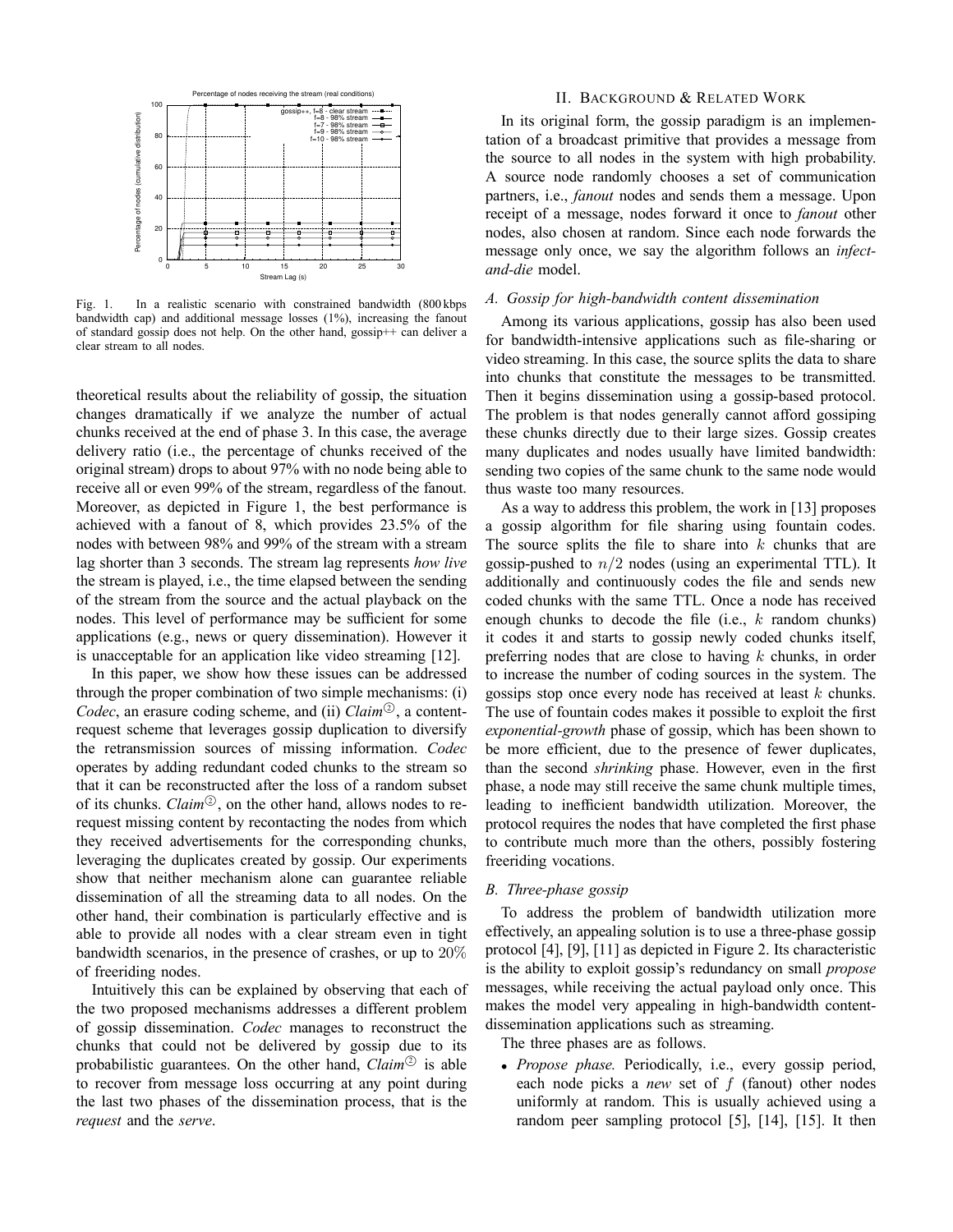Percentage of nodes receiving the stream (real conditions)

Percentage of nodes (cumulative distribution)

100
80
60
40
20
0

0 5 10 15 20 25 30

Stream Lag (s)

gossip++, f=8 - clear stream
f=8 - 98% stream
f=7 - 98% stream
f=9 - 98% stream
f=10 - 98% stream

Fig. 1. In a realistic scenario with constrained bandwidth (800 kbps bandwidth cap) and additional message losses (1%), increasing the fanout of standard gossip does not help. On the other hand, gossip++ can deliver a clear stream to all nodes.

theoretical results about the reliability of gossip, the situation changes dramatically if we analyze the number of actual chunks received at the end of phase 3. In this case, the average delivery ratio (i.e., the percentage of chunks received of the original stream) drops to about 97% with no node being able to receive all or even 99% of the stream, regardless of the fanout. Moreover, as depicted in Figure 1, the best performance is achieved with a fanout of 8, which provides 23.5% of the nodes with between 98% and 99% of the stream with a stream lag shorter than 3 seconds. The stream lag represents *how live* the stream is played, i.e., the time elapsed between the sending of the stream from the source and the actual playback on the nodes. This level of performance may be sufficient for some applications (e.g., news or query dissemination). However it is unacceptable for an application like video streaming [12].

In this paper, we show how these issues can be addressed through the proper combination of two simple mechanisms: (i) *Codec*, an erasure coding scheme, and (ii) *Claim*②, a content-request scheme that leverages gossip duplication to diversify the retransmission sources of missing information. *Codec* operates by adding redundant coded chunks to the stream so that it can be reconstructed after the loss of a random subset of its chunks. *Claim*②, on the other hand, allows nodes to re-request missing content by recontacting the nodes from which they received advertisements for the corresponding chunks, leveraging the duplicates created by gossip. Our experiments show that neither mechanism alone can guarantee reliable dissemination of all the streaming data to all nodes. On the other hand, their combination is particularly effective and is able to provide all nodes with a clear stream even in tight bandwidth scenarios, in the presence of crashes, or up to 20% of freeriding nodes.

Intuitively this can be explained by observing that each of the two proposed mechanisms addresses a different problem of gossip dissemination. *Codec* manages to reconstruct the chunks that could not be delivered by gossip due to its probabilistic guarantees. On the other hand, *Claim*② is able to recover from message loss occurring at any point during the last two phases of the dissemination process, that is the *request* and the *serve*.

## II. Background & Related Work

In its original form, the gossip paradigm is an implementation of a broadcast primitive that provides a message from the source to all nodes in the system with high probability. A source node randomly chooses a set of communication partners, i.e., *fanout* nodes and sends them a message. Upon receipt of a message, nodes forward it once to *fanout* other nodes, also chosen at random. Since each node forwards the message only once, we say the algorithm follows an *infect-and-die* model.

### A. Gossip for high-bandwidth content dissemination

Among its various applications, gossip has also been used for bandwidth-intensive applications such as file-sharing or video streaming. In this case, the source splits the data to share into chunks that constitute the messages to be transmitted. Then it begins dissemination using a gossip-based protocol. The problem is that nodes generally cannot afford gossiping these chunks directly due to their large sizes. Gossip creates many duplicates and nodes usually have limited bandwidth: sending two copies of the same chunk to the same node would thus waste too many resources.

As a way to address this problem, the work in [13] proposes a gossip algorithm for file sharing using fountain codes. The source splits the file to share into $k$ chunks that are gossip-pushed to $n/2$ nodes (using an experimental TTL). It additionally and continuously codes the file and sends new coded chunks with the same TTL. Once a node has received enough chunks to decode the file (i.e., $k$ random chunks) it codes it and starts to gossip newly coded chunks itself, preferring nodes that are close to having $k$ chunks, in order to increase the number of coding sources in the system. The gossips stop once every node has received at least $k$ chunks. The use of fountain codes makes it possible to exploit the first *exponential-growth* phase of gossip, which has been shown to be more efficient, due to the presence of fewer duplicates, than the second *shrinking* phase. However, even in the first phase, a node may still receive the same chunk multiple times, leading to inefficient bandwidth utilization. Moreover, the protocol requires the nodes that have completed the first phase to contribute much more than the others, possibly fostering freeriding vocations.

### B. Three-phase gossip

To address the problem of bandwidth utilization more effectively, an appealing solution is to use a three-phase gossip protocol [4], [9], [11] as depicted in Figure 2. Its characteristic is the ability to exploit gossip's redundancy on small *propose* messages, while receiving the actual payload only once. This makes the model very appealing in high-bandwidth content-dissemination applications such as streaming.

The three phases are as follows.

- *Propose phase.* Periodically, i.e., every gossip period, each node picks a *new* set of $f$ (fanout) other nodes uniformly at random. This is usually achieved using a random peer sampling protocol [5], [14], [15]. It then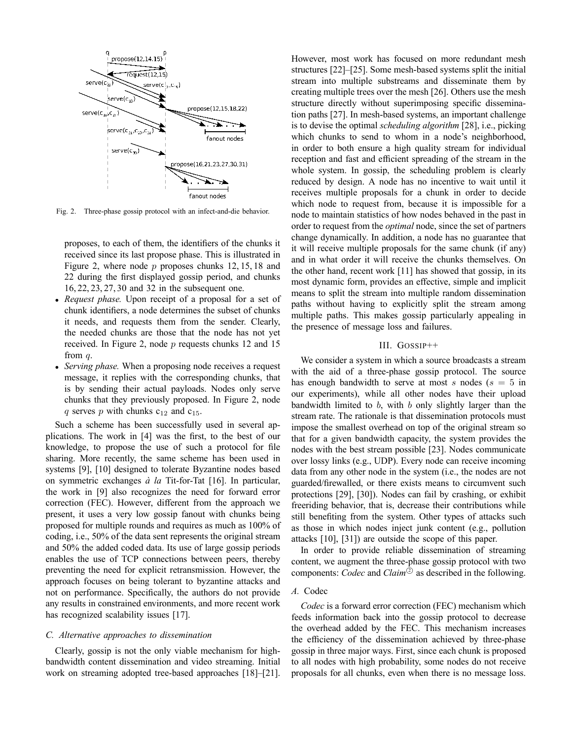propose(12,14,15)

request(12,15)

serve($c_{22}$)

serve($c_{12}$,$c_{15}$)

serve($c_{18}$)

propose(12,15,18,22)

serve($c_{16}$,$c_{27}$)

serve($c_{21}$,$c_{23}$,$c_{31}$)

fanout nodes

serve($c_{30}$)

propose(16,21,23,27,30,31)

fanout nodes

Fig. 2. Three-phase gossip protocol with an infect-and-die behavior.

proposes, to each of them, the identifiers of the chunks it received since its last propose phase. This is illustrated in Figure 2, where node $p$ proposes chunks 12, 15, 18 and 22 during the first displayed gossip period, and chunks 16, 22, 23, 27, 30 and 32 in the subsequent one.

- *Request phase.* Upon receipt of a proposal for a set of chunk identifiers, a node determines the subset of chunks it needs, and requests them from the sender. Clearly, the needed chunks are those that the node has not yet received. In Figure 2, node $p$ requests chunks 12 and 15 from $q$.
- *Serving phase.* When a proposing node receives a request message, it replies with the corresponding chunks, that is by sending their actual payloads. Nodes only serve chunks that they previously proposed. In Figure 2, node $q$ serves $p$ with chunks $c_{12}$ and $c_{15}$.

Such a scheme has been successfully used in several applications. The work in [4] was the first, to the best of our knowledge, to propose the use of such a protocol for file sharing. More recently, the same scheme has been used in systems [9], [10] designed to tolerate Byzantine nodes based on symmetric exchanges *à la* Tit-for-Tat [16]. In particular, the work in [9] also recognizes the need for forward error correction (FEC). However, different from the approach we present, it uses a very low gossip fanout with chunks being proposed for multiple rounds and requires as much as 100% of coding, i.e., 50% of the data sent represents the original stream and 50% the added coded data. Its use of large gossip periods enables the use of TCP connections between peers, thereby preventing the need for explicit retransmission. However, the approach focuses on being tolerant to byzantine attacks and not on performance. Specifically, the authors do not provide any results in constrained environments, and more recent work has recognized scalability issues [17].

### C. Alternative approaches to dissemination

Clearly, gossip is not the only viable mechanism for high-bandwidth content dissemination and video streaming. Initial work on streaming adopted tree-based approaches [18]–[21]. However, most work has focused on more redundant mesh structures [22]–[25]. Some mesh-based systems split the initial stream into multiple substreams and disseminate them by creating multiple trees over the mesh [26]. Others use the mesh structure directly without superimposing specific dissemination paths [27]. In mesh-based systems, an important challenge is to devise the optimal *scheduling algorithm* [28], i.e., picking which chunks to send to whom in a node's neighborhood, in order to both ensure a high quality stream for individual reception and fast and efficient spreading of the stream in the whole system. In gossip, the scheduling problem is clearly reduced by design. A node has no incentive to wait until it receives multiple proposals for a chunk in order to decide which node to request from, because it is impossible for a node to maintain statistics of how nodes behaved in the past in order to request from the *optimal* node, since the set of partners change dynamically. In addition, a node has no guarantee that it will receive multiple proposals for the same chunk (if any) and in what order it will receive the chunks themselves. On the other hand, recent work [11] has showed that gossip, in its most dynamic form, provides an effective, simple and implicit means to split the stream into multiple random dissemination paths without having to explicitly split the stream among multiple paths. This makes gossip particularly appealing in the presence of message loss and failures.

## III. Gossip++

We consider a system in which a source broadcasts a stream with the aid of a three-phase gossip protocol. The source has enough bandwidth to serve at most $s$ nodes ($s = 5$ in our experiments), while all other nodes have their upload bandwidth limited to $b$, with $b$ only slightly larger than the stream rate. The rationale is that dissemination protocols must impose the smallest overhead on top of the original stream so that for a given bandwidth capacity, the system provides the nodes with the best stream possible [23]. Nodes communicate over lossy links (e.g., UDP). Every node can receive incoming data from any other node in the system (i.e., the nodes are not guarded/firewalled, or there exists means to circumvent such protections [29], [30]). Nodes can fail by crashing, or exhibit freeriding behavior, that is, decrease their contributions while still benefiting from the system. Other types of attacks such as those in which nodes inject junk content (e.g., pollution attacks [10], [31]) are outside the scope of this paper.

In order to provide reliable dissemination of streaming content, we augment the three-phase gossip protocol with two components: *Codec* and *Claim*② as described in the following.

### A. Codec

*Codec* is a forward error correction (FEC) mechanism which feeds information back into the gossip protocol to decrease the overhead added by the FEC. This mechanism increases the efficiency of the dissemination achieved by three-phase gossip in three major ways. First, since each chunk is proposed to all nodes with high probability, some nodes do not receive proposals for all chunks, even when there is no message loss.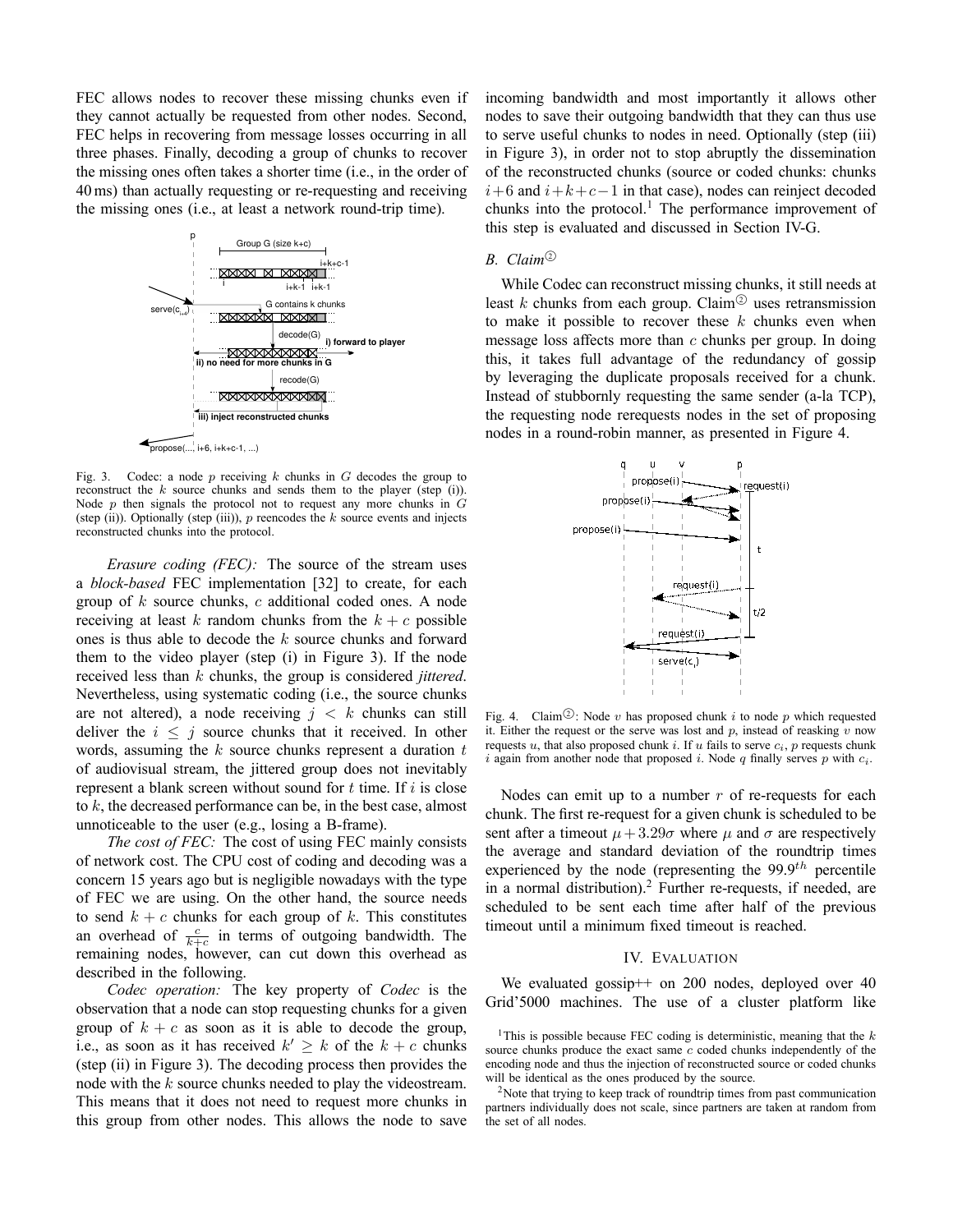FEC allows nodes to recover these missing chunks even if they cannot actually be requested from other nodes. Second, FEC helps in recovering from message losses occurring in all three phases. Finally, decoding a group of chunks to recover the missing ones often takes a shorter time (i.e., in the order of 40 ms) than actually requesting or re-requesting and receiving the missing ones (i.e., at least a network round-trip time).

Fig. 3. Codec: a node $p$ receiving $k$ chunks in $G$ decodes the group to reconstruct the $k$ source chunks and sends them to the player (step (i)). Node $p$ then signals the protocol not to request any more chunks in $G$ (step (ii)). Optionally (step (iii)), $p$ reencodes the $k$ source events and injects reconstructed chunks into the protocol.

*Erasure coding (FEC):* The source of the stream uses a *block-based* FEC implementation [32] to create, for each group of $k$ source chunks, $c$ additional coded ones. A node receiving at least $k$ random chunks from the $k+c$ possible ones is thus able to decode the $k$ source chunks and forward them to the video player (step (i) in Figure 3). If the node received less than $k$ chunks, the group is considered *jittered*. Nevertheless, using systematic coding (i.e., the source chunks are not altered), a node receiving $j < k$ chunks can still deliver the $i \leq j$ source chunks that it received. In other words, assuming the $k$ source chunks represent a duration $t$ of audiovisual stream, the jittered group does not inevitably represent a blank screen without sound for $t$ time. If $i$ is close to $k$, the decreased performance can be, in the best case, almost unnoticeable to the user (e.g., losing a B-frame).

*The cost of FEC:* The cost of using FEC mainly consists of network cost. The CPU cost of coding and decoding was a concern 15 years ago but is negligible nowadays with the type of FEC we are using. On the other hand, the source needs to send $k+c$ chunks for each group of $k$. This constitutes an overhead of $\frac{c}{k+c}$ in terms of outgoing bandwidth. The remaining nodes, however, can cut down this overhead as described in the following.

*Codec operation:* The key property of *Codec* is the observation that a node can stop requesting chunks for a given group of $k+c$ as soon as it is able to decode the group, i.e., as soon as it has received $k' \geq k$ of the $k+c$ chunks (step (ii) in Figure 3). The decoding process then provides the node with the $k$ source chunks needed to play the videostream. This means that it does not need to request more chunks in this group from other nodes. This allows the node to save incoming bandwidth and most importantly it allows other nodes to save their outgoing bandwidth that they can thus use to serve useful chunks to nodes in need. Optionally (step (iii) in Figure 3), in order not to stop abruptly the dissemination of the reconstructed chunks (source or coded chunks: chunks $i+6$ and $i+k+c-1$ in that case), nodes can reinject decoded chunks into the protocol.[1] The performance improvement of this step is evaluated and discussed in Section IV-G.

## B. Claim②

While Codec can reconstruct missing chunks, it still needs at least $k$ chunks from each group. Claim② uses retransmission to make it possible to recover these $k$ chunks even when message loss affects more than $c$ chunks per group. In doing this, it takes full advantage of the redundancy of gossip by leveraging the duplicate proposals received for a chunk. Instead of stubbornly requesting the same sender (a-la TCP), the requesting node rerequests nodes in the set of proposing nodes in a round-robin manner, as presented in Figure 4.

Fig. 4. Claim②: Node $v$ has proposed chunk $i$ to node $p$ which requested it. Either the request or the serve was lost and $p$, instead of reasking $v$ now requests $u$, that also proposed chunk $i$. If $u$ fails to serve $c_i$, $p$ requests chunk $i$ again from another node that proposed $i$. Node $q$ finally serves $p$ with $c_i$.

Nodes can emit up to a number $r$ of re-requests for each chunk. The first re-request for a given chunk is scheduled to be sent after a timeout $\mu + 3.29\sigma$ where $\mu$ and $\sigma$ are respectively the average and standard deviation of the roundtrip times experienced by the node (representing the $99.9^{th}$ percentile in a normal distribution).[2] Further re-requests, if needed, are scheduled to be sent each time after half of the previous timeout until a minimum fixed timeout is reached.

# IV. Evaluation

We evaluated gossip++ on 200 nodes, deployed over 40 Grid'5000 machines. The use of a cluster platform like

[1] This is possible because FEC coding is deterministic, meaning that the $k$ source chunks produce the exact same $c$ coded chunks independently of the encoding node and thus the injection of reconstructed source or coded chunks will be identical as the ones produced by the source.

[2] Note that trying to keep track of roundtrip times from past communication partners individually does not scale, since partners are taken at random from the set of all nodes.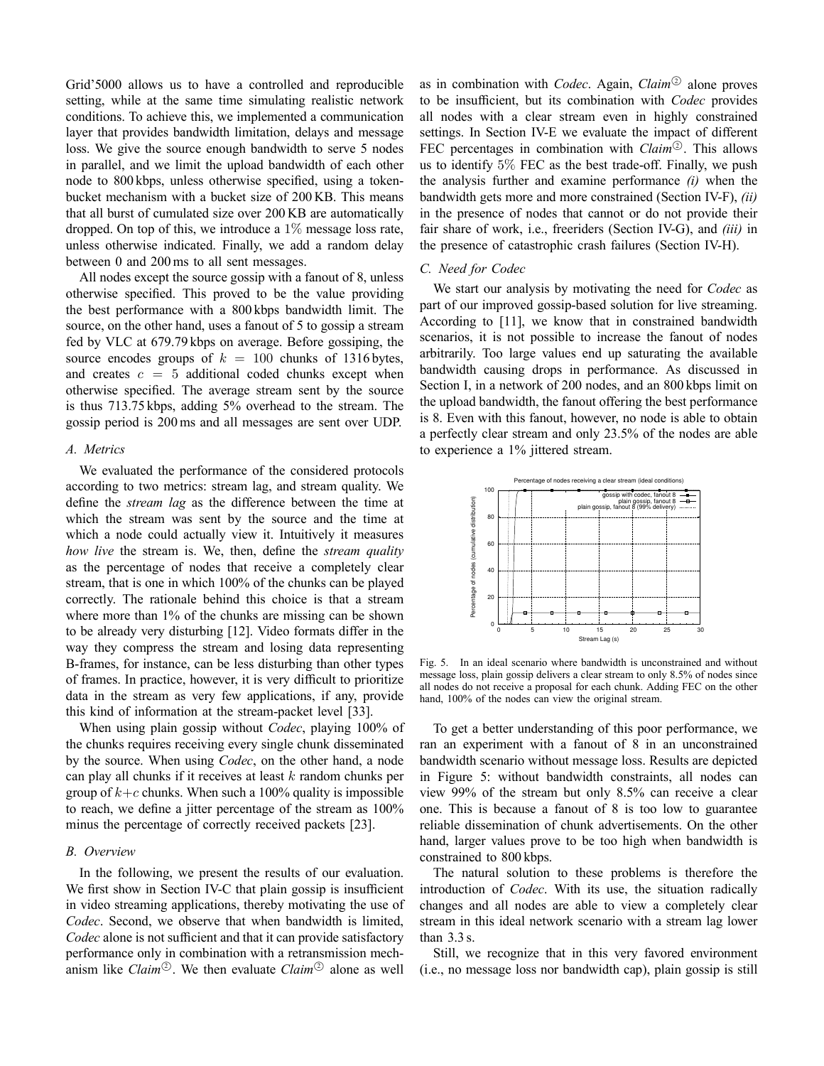Grid'5000 allows us to have a controlled and reproducible setting, while at the same time simulating realistic network conditions. To achieve this, we implemented a communication layer that provides bandwidth limitation, delays and message loss. We give the source enough bandwidth to serve 5 nodes in parallel, and we limit the upload bandwidth of each other node to 800 kbps, unless otherwise specified, using a token-bucket mechanism with a bucket size of 200 KB. This means that all burst of cumulated size over 200 KB are automatically dropped. On top of this, we introduce a $1\%$ message loss rate, unless otherwise indicated. Finally, we add a random delay between 0 and 200 ms to all sent messages.

All nodes except the source gossip with a fanout of 8, unless otherwise specified. This proved to be the value providing the best performance with a 800 kbps bandwidth limit. The source, on the other hand, uses a fanout of 5 to gossip a stream fed by VLC at 679.79 kbps on average. Before gossiping, the source encodes groups of $k = 100$ chunks of 1316 bytes, and creates $c = 5$ additional coded chunks except when otherwise specified. The average stream sent by the source is thus 713.75 kbps, adding 5% overhead to the stream. The gossip period is 200 ms and all messages are sent over UDP.

### A. Metrics

We evaluated the performance of the considered protocols according to two metrics: stream lag, and stream quality. We define the *stream lag* as the difference between the time at which the stream was sent by the source and the time at which a node could actually view it. Intuitively it measures *how live* the stream is. We, then, define the *stream quality* as the percentage of nodes that receive a completely clear stream, that is one in which 100% of the chunks can be played correctly. The rationale behind this choice is that a stream where more than 1% of the chunks are missing can be shown to be already very disturbing [12]. Video formats differ in the way they compress the stream and losing data representing B-frames, for instance, can be less disturbing than other types of frames. In practice, however, it is very difficult to prioritize data in the stream as very few applications, if any, provide this kind of information at the stream-packet level [33].

When using plain gossip without *Codec*, playing 100% of the chunks requires receiving every single chunk disseminated by the source. When using *Codec*, on the other hand, a node can play all chunks if it receives at least $k$ random chunks per group of $k+c$ chunks. When such a 100% quality is impossible to reach, we define a jitter percentage of the stream as 100% minus the percentage of correctly received packets [23].

### B. Overview

In the following, we present the results of our evaluation. We first show in Section IV-C that plain gossip is insufficient in video streaming applications, thereby motivating the use of *Codec*. Second, we observe that when bandwidth is limited, *Codec* alone is not sufficient and that it can provide satisfactory performance only in combination with a retransmission mechanism like *Claim*②. We then evaluate *Claim*② alone as well as in combination with *Codec*. Again, *Claim*② alone proves to be insufficient, but its combination with *Codec* provides all nodes with a clear stream even in highly constrained settings. In Section IV-E we evaluate the impact of different FEC percentages in combination with *Claim*②. This allows us to identify $5\%$ FEC as the best trade-off. Finally, we push the analysis further and examine performance *(i)* when the bandwidth gets more and more constrained (Section IV-F), *(ii)* in the presence of nodes that cannot or do not provide their fair share of work, i.e., freeriders (Section IV-G), and *(iii)* in the presence of catastrophic crash failures (Section IV-H).

### C. Need for Codec

We start our analysis by motivating the need for *Codec* as part of our improved gossip-based solution for live streaming. According to [11], we know that in constrained bandwidth scenarios, it is not possible to increase the fanout of nodes arbitrarily. Too large values end up saturating the available bandwidth causing drops in performance. As discussed in Section I, in a network of 200 nodes, and an 800 kbps limit on the upload bandwidth, the fanout offering the best performance is 8. Even with this fanout, however, no node is able to obtain a perfectly clear stream and only 23.5% of the nodes are able to experience a 1% jittered stream.

Fig. 5. In an ideal scenario where bandwidth is unconstrained and without message loss, plain gossip delivers a clear stream to only 8.5% of nodes since all nodes do not receive a proposal for each chunk. Adding FEC on the other hand, 100% of the nodes can view the original stream.

To get a better understanding of this poor performance, we ran an experiment with a fanout of 8 in an unconstrained bandwidth scenario without message loss. Results are depicted in Figure 5: without bandwidth constraints, all nodes can view 99% of the stream but only 8.5% can receive a clear one. This is because a fanout of 8 is too low to guarantee reliable dissemination of chunk advertisements. On the other hand, larger values prove to be too high when bandwidth is constrained to 800 kbps.

The natural solution to these problems is therefore the introduction of *Codec*. With its use, the situation radically changes and all nodes are able to view a completely clear stream in this ideal network scenario with a stream lag lower than 3.3 s.

Still, we recognize that in this very favored environment (i.e., no message loss nor bandwidth cap), plain gossip is still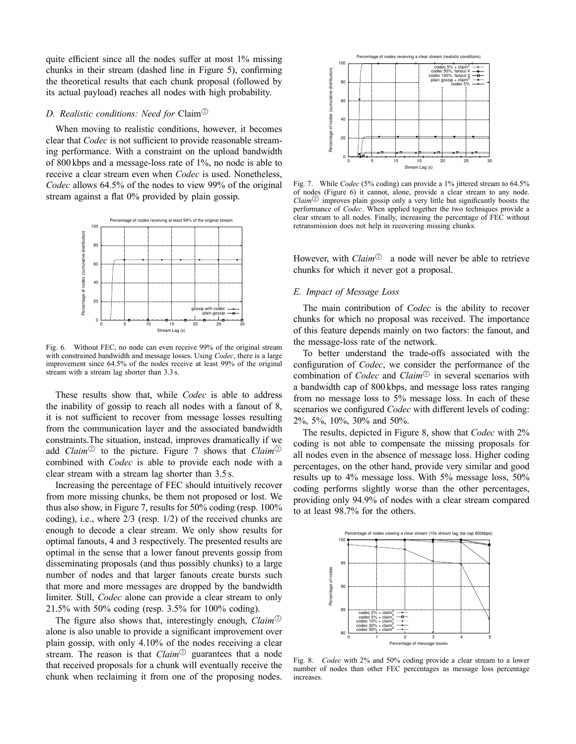quite efficient since all the nodes suffer at most 1% missing chunks in their stream (dashed line in Figure 5), confirming the theoretical results that each chunk proposal (followed by its actual payload) reaches all nodes with high probability.

### D. Realistic conditions: Need for Claim②

When moving to realistic conditions, however, it becomes clear that *Codec* is not sufficient to provide reasonable streaming performance. With a constraint on the upload bandwidth of 800 kbps and a message-loss rate of 1%, no node is able to receive a clear stream even when *Codec* is used. Nonetheless, *Codec* allows 64.5% of the nodes to view 99% of the original stream against a flat 0% provided by plain gossip.

Fig. 6. Without FEC, no node can even receive 99% of the original stream with constrained bandwidth and message losses. Using *Codec*, there is a large improvement since 64.5% of the nodes receive at least 99% of the original stream with a stream lag shorter than 3.3 s.

These results show that, while *Codec* is able to address the inability of gossip to reach all nodes with a fanout of 8, it is not sufficient to recover from message losses resulting from the communication layer and the associated bandwidth constraints.The situation, instead, improves dramatically if we add *Claim*② to the picture. Figure 7 shows that *Claim*② combined with *Codec* is able to provide each node with a clear stream with a stream lag shorter than 3.5 s.

Increasing the percentage of FEC should intuitively recover from more missing chunks, be them not proposed or lost. We thus also show, in Figure 7, results for 50% coding (resp. 100% coding), i.e., where 2/3 (resp. 1/2) of the received chunks are enough to decode a clear stream. We only show results for optimal fanouts, 4 and 3 respectively. The presented results are optimal in the sense that a lower fanout prevents gossip from disseminating proposals (and thus possibly chunks) to a large number of nodes and that larger fanouts create bursts such that more and more messages are dropped by the bandwidth limiter. Still, *Codec* alone can provide a clear stream to only 21.5% with 50% coding (resp. 3.5% for 100% coding).

The figure also shows that, interestingly enough, *Claim*② alone is also unable to provide a significant improvement over plain gossip, with only 4.10% of the nodes receiving a clear stream. The reason is that *Claim*② guarantees that a node that received proposals for a chunk will eventually receive the chunk when reclaiming it from one of the proposing nodes.

Fig. 7. While *Codec* (5% coding) can provide a 1% jittered stream to 64.5% of nodes (Figure 6) it cannot, alone, provide a clear stream to any node. *Claim*② improves plain gossip only a very little but significantly boosts the performance of *Codec*. When applied together the two techniques provide a clear stream to all nodes. Finally, increasing the percentage of FEC without retransmission does not help in recovering missing chunks.

However, with *Claim*② a node will never be able to retrieve chunks for which it never got a proposal.

### E. Impact of Message Loss

The main contribution of *Codec* is the ability to recover chunks for which no proposal was received. The importance of this feature depends mainly on two factors: the fanout, and the message-loss rate of the network.

To better understand the trade-offs associated with the configuration of *Codec*, we consider the performance of the combination of *Codec* and *Claim*② in several scenarios with a bandwidth cap of 800 kbps, and message loss rates ranging from no message loss to 5% message loss. In each of these scenarios we configured *Codec* with different levels of coding: 2%, 5%, 10%, 30% and 50%.

The results, depicted in Figure 8, show that *Codec* with 2% coding is not able to compensate the missing proposals for all nodes even in the absence of message loss. Higher coding percentages, on the other hand, provide very similar and good results up to 4% message loss. With 5% message loss, 50% coding performs slightly worse than the other percentages, providing only 94.9% of nodes with a clear stream compared to at least 98.7% for the others.

Fig. 8. *Codec* with 2% and 50% coding provide a clear stream to a lower number of nodes than other FEC percentages as message loss percentage increases.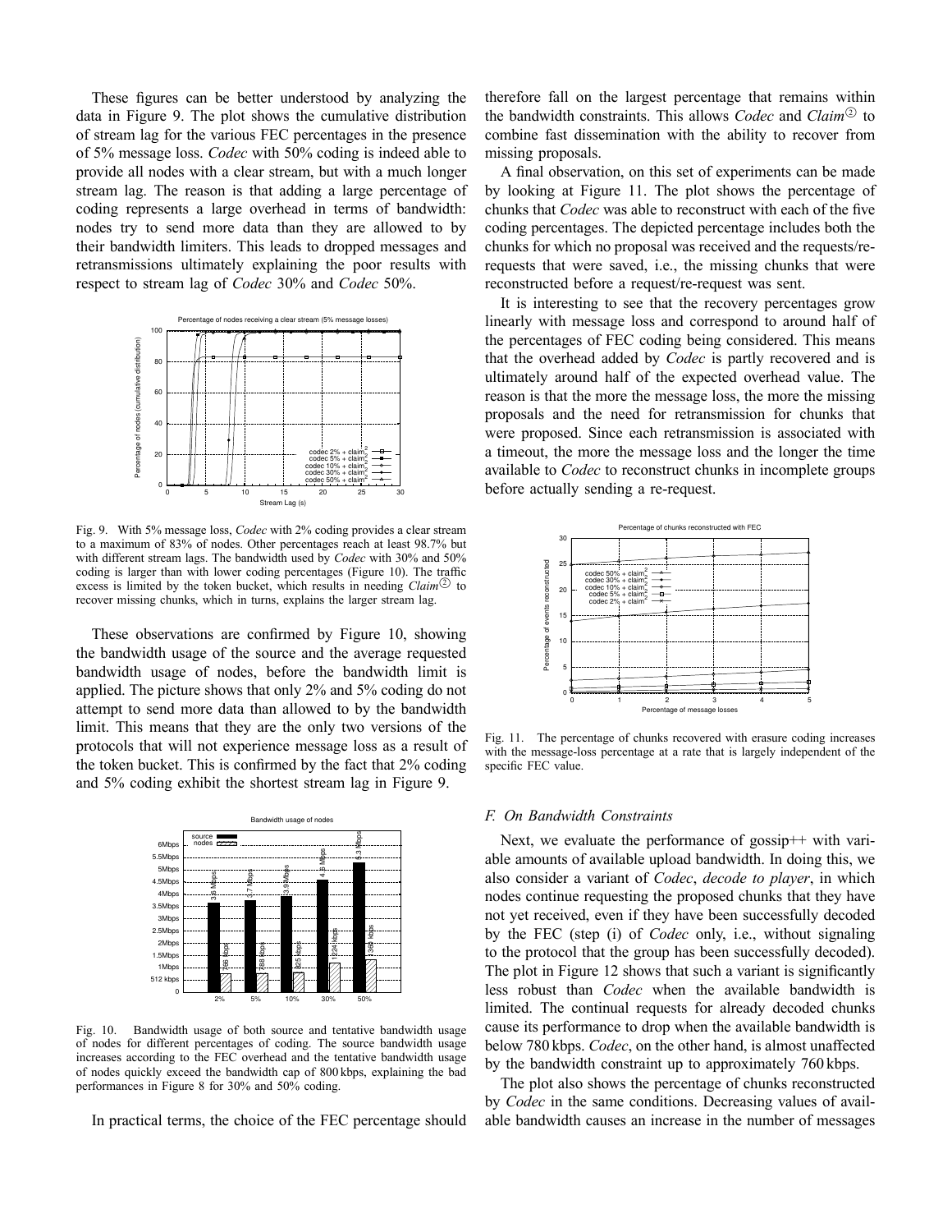These figures can be better understood by analyzing the data in Figure 9. The plot shows the cumulative distribution of stream lag for the various FEC percentages in the presence of 5% message loss. *Codec* with 50% coding is indeed able to provide all nodes with a clear stream, but with a much longer stream lag. The reason is that adding a large percentage of coding represents a large overhead in terms of bandwidth: nodes try to send more data than they are allowed to by their bandwidth limiters. This leads to dropped messages and retransmissions ultimately explaining the poor results with respect to stream lag of *Codec* 30% and *Codec* 50%.

Fig. 9. With 5% message loss, *Codec* with 2% coding provides a clear stream to a maximum of 83% of nodes. Other percentages reach at least 98.7% but with different stream lags. The bandwidth used by *Codec* with 30% and 50% coding is larger than with lower coding percentages (Figure 10). The traffic excess is limited by the token bucket, which results in needing *Claim*② to recover missing chunks, which in turns, explains the larger stream lag.

These observations are confirmed by Figure 10, showing the bandwidth usage of the source and the average requested bandwidth usage of nodes, before the bandwidth limit is applied. The picture shows that only 2% and 5% coding do not attempt to send more data than allowed to by the bandwidth limit. This means that they are the only two versions of the protocols that will not experience message loss as a result of the token bucket. This is confirmed by the fact that 2% coding and 5% coding exhibit the shortest stream lag in Figure 9.

Fig. 10. Bandwidth usage of both source and tentative bandwidth usage of nodes for different percentages of coding. The source bandwidth usage increases according to the FEC overhead and the tentative bandwidth usage of nodes quickly exceed the bandwidth cap of 800 kbps, explaining the bad performances in Figure 8 for 30% and 50% coding.

In practical terms, the choice of the FEC percentage should therefore fall on the largest percentage that remains within the bandwidth constraints. This allows *Codec* and *Claim*② to combine fast dissemination with the ability to recover from missing proposals.

A final observation, on this set of experiments can be made by looking at Figure 11. The plot shows the percentage of chunks that *Codec* was able to reconstruct with each of the five coding percentages. The depicted percentage includes both the chunks for which no proposal was received and the requests/re-requests that were saved, i.e., the missing chunks that were reconstructed before a request/re-request was sent.

It is interesting to see that the recovery percentages grow linearly with message loss and correspond to around half of the percentages of FEC coding being considered. This means that the overhead added by *Codec* is partly recovered and is ultimately around half of the expected overhead value. The reason is that the more the message loss, the more the missing proposals and the need for retransmission for chunks that were proposed. Since each retransmission is associated with a timeout, the more the message loss and the longer the time available to *Codec* to reconstruct chunks in incomplete groups before actually sending a re-request.

Fig. 11. The percentage of chunks recovered with erasure coding increases with the message-loss percentage at a rate that is largely independent of the specific FEC value.

### F. On Bandwidth Constraints

Next, we evaluate the performance of gossip++ with variable amounts of available upload bandwidth. In doing this, we also consider a variant of *Codec*, *decode to player*, in which nodes continue requesting the proposed chunks that they have not yet received, even if they have been successfully decoded by the FEC (step (i) of *Codec* only, i.e., without signaling to the protocol that the group has been successfully decoded). The plot in Figure 12 shows that such a variant is significantly less robust than *Codec* when the available bandwidth is limited. The continual requests for already decoded chunks cause its performance to drop when the available bandwidth is below 780 kbps. *Codec*, on the other hand, is almost unaffected by the bandwidth constraint up to approximately 760 kbps.

The plot also shows the percentage of chunks reconstructed by *Codec* in the same conditions. Decreasing values of available bandwidth causes an increase in the number of messages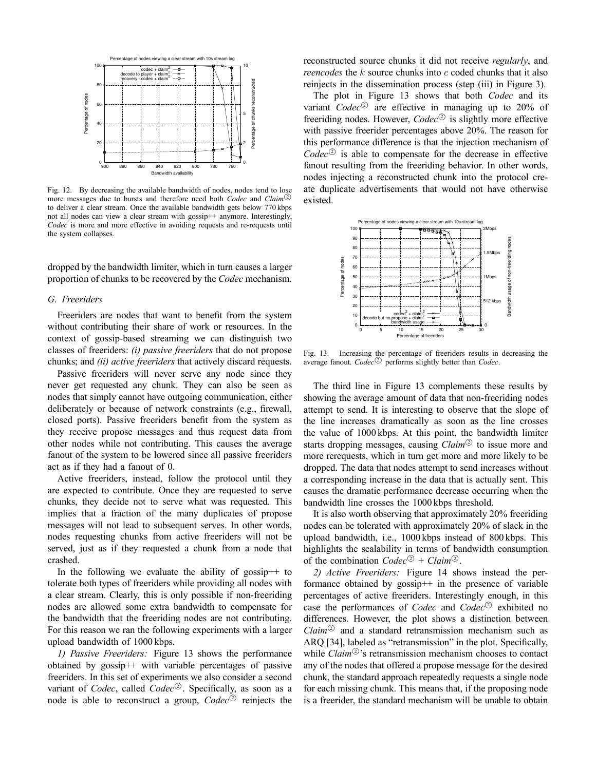Percentage of nodes viewing a clear stream with 10s stream lag

Percentage of nodes

Percentage of chunks reconstructed

Bandwidth availability

codec + claim²
decode to player + claim²
recovery - codec + claim²

100
80
60
40
20
0

10
5
2
0

900 880 860 840 820 800 780 760

Fig. 12. By decreasing the available bandwidth of nodes, nodes tend to lose more messages due to bursts and therefore need both *Codec* and *Claim*② to deliver a clear stream. Once the available bandwidth gets below 770 kbps not all nodes can view a clear stream with gossip++ anymore. Interestingly, *Codec* is more and more effective in avoiding requests and re-requests until the system collapses.

dropped by the bandwidth limiter, which in turn causes a larger proportion of chunks to be recovered by the *Codec* mechanism.

### G. Freeriders

Freeriders are nodes that want to benefit from the system without contributing their share of work or resources. In the context of gossip-based streaming we can distinguish two classes of freeriders: *(i) passive freeriders* that do not propose chunks; and *(ii) active freeriders* that actively discard requests.

Passive freeriders will never serve any node since they never get requested any chunk. They can also be seen as nodes that simply cannot have outgoing communication, either deliberately or because of network constraints (e.g., firewall, closed ports). Passive freeriders benefit from the system as they receive propose messages and thus request data from other nodes while not contributing. This causes the average fanout of the system to be lowered since all passive freeriders act as if they had a fanout of 0.

Active freeriders, instead, follow the protocol until they are expected to contribute. Once they are requested to serve chunks, they decide not to serve what was requested. This implies that a fraction of the many duplicates of propose messages will not lead to subsequent serves. In other words, nodes requesting chunks from active freeriders will not be served, just as if they requested a chunk from a node that crashed.

In the following we evaluate the ability of gossip++ to tolerate both types of freeriders while providing all nodes with a clear stream. Clearly, this is only possible if non-freeriding nodes are allowed some extra bandwidth to compensate for the bandwidth that the freeriding nodes are not contributing. For this reason we ran the following experiments with a larger upload bandwidth of 1000 kbps.

*1) Passive Freeriders:* Figure 13 shows the performance obtained by gossip++ with variable percentages of passive freeriders. In this set of experiments we also consider a second variant of *Codec*, called *Codec*②. Specifically, as soon as a node is able to reconstruct a group, *Codec*② reinjects the reconstructed source chunks it did not receive *regularly*, and *reencodes* the $k$ source chunks into $c$ coded chunks that it also reinjects in the dissemination process (step (iii) in Figure 3).

The plot in Figure 13 shows that both *Codec* and its variant *Codec*② are effective in managing up to 20% of freeriding nodes. However, *Codec*② is slightly more effective with passive freerider percentages above 20%. The reason for this performance difference is that the injection mechanism of *Codec*② is able to compensate for the decrease in effective fanout resulting from the freeriding behavior. In other words, nodes injecting a reconstructed chunk into the protocol create duplicate advertisements that would not have otherwise existed.

Percentage of nodes viewing a clear stream with 10s stream lag

Percentage of nodes

Bandwidth usage of non-freeriding nodes

Percentage of freeriders

codec² + claim²
decode but no propose + claim²
bandwidth usage

100
90
80
70
60
50
40
30
20
10
0

2Mbps
1.5Mbps
1Mbps
512 kbps
0

0 5 10 15 20 25 30

Fig. 13. Increasing the percentage of freeriders results in decreasing the average fanout. *Codec*② performs slightly better than *Codec*.

The third line in Figure 13 complements these results by showing the average amount of data that non-freeriding nodes attempt to send. It is interesting to observe that the slope of the line increases dramatically as soon as the line crosses the value of 1000 kbps. At this point, the bandwidth limiter starts dropping messages, causing *Claim*② to issue more and more rerequests, which in turn get more and more likely to be dropped. The data that nodes attempt to send increases without a corresponding increase in the data that is actually sent. This causes the dramatic performance decrease occurring when the bandwidth line crosses the 1000 kbps threshold.

It is also worth observing that approximately 20% freeriding nodes can be tolerated with approximately 20% of slack in the upload bandwidth, i.e., 1000 kbps instead of 800 kbps. This highlights the scalability in terms of bandwidth consumption of the combination *Codec*② + *Claim*②.

*2) Active Freeriders:* Figure 14 shows instead the performance obtained by gossip++ in the presence of variable percentages of active freeriders. Interestingly enough, in this case the performances of *Codec* and *Codec*② exhibited no differences. However, the plot shows a distinction between *Claim*② and a standard retransmission mechanism such as ARQ [34], labeled as "retransmission" in the plot. Specifically, while *Claim*②'s retransmission mechanism chooses to contact any of the nodes that offered a propose message for the desired chunk, the standard approach repeatedly requests a single node for each missing chunk. This means that, if the proposing node is a freerider, the standard mechanism will be unable to obtain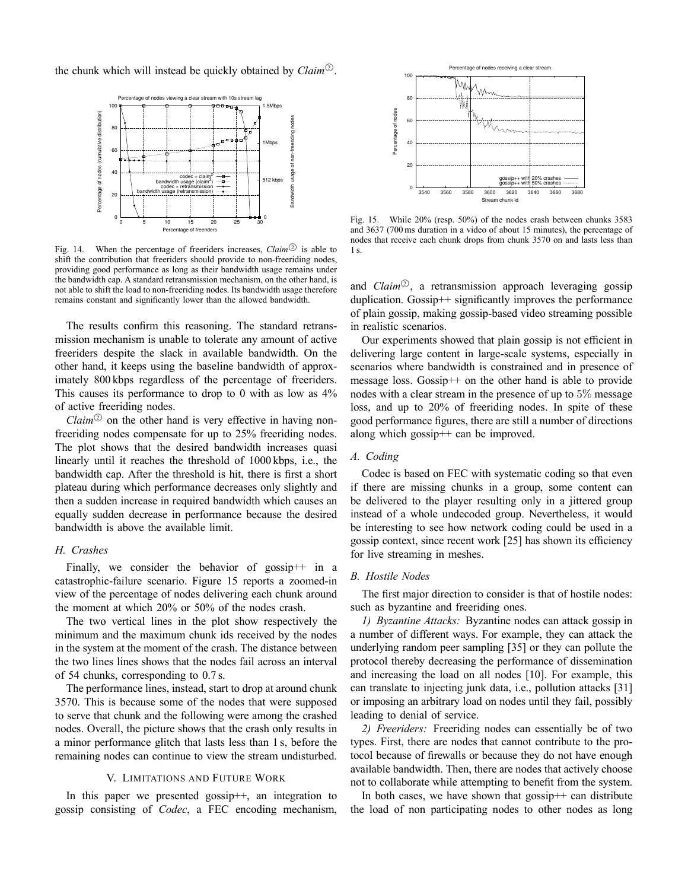the chunk which will instead be quickly obtained by *Claim*②.

Fig. 14. When the percentage of freeriders increases, *Claim*② is able to shift the contribution that freeriders should provide to non-freeriding nodes, providing good performance as long as their bandwidth usage remains under the bandwidth cap. A standard retransmission mechanism, on the other hand, is not able to shift the load to non-freeriding nodes. Its bandwidth usage therefore remains constant and significantly lower than the allowed bandwidth.

The results confirm this reasoning. The standard retransmission mechanism is unable to tolerate any amount of active freeriders despite the slack in available bandwidth. On the other hand, it keeps using the baseline bandwidth of approximately 800 kbps regardless of the percentage of freeriders. This causes its performance to drop to 0 with as low as 4% of active freeriding nodes.

*Claim*② on the other hand is very effective in having non-freeriding nodes compensate for up to 25% freeriding nodes. The plot shows that the desired bandwidth increases quasi linearly until it reaches the threshold of 1000 kbps, i.e., the bandwidth cap. After the threshold is hit, there is first a short plateau during which performance decreases only slightly and then a sudden increase in required bandwidth which causes an equally sudden decrease in performance because the desired bandwidth is above the available limit.

### H. Crashes

Finally, we consider the behavior of gossip++ in a catastrophic-failure scenario. Figure 15 reports a zoomed-in view of the percentage of nodes delivering each chunk around the moment at which 20% or 50% of the nodes crash.

The two vertical lines in the plot show respectively the minimum and the maximum chunk ids received by the nodes in the system at the moment of the crash. The distance between the two lines lines shows that the nodes fail across an interval of 54 chunks, corresponding to 0.7 s.

The performance lines, instead, start to drop at around chunk 3570. This is because some of the nodes that were supposed to serve that chunk and the following were among the crashed nodes. Overall, the picture shows that the crash only results in a minor performance glitch that lasts less than 1 s, before the remaining nodes can continue to view the stream undisturbed.

## V. Limitations and Future Work

In this paper we presented gossip++, an integration to gossip consisting of *Codec*, a FEC encoding mechanism,

Fig. 15. While 20% (resp. 50%) of the nodes crash between chunks 3583 and 3637 (700 ms duration in a video of about 15 minutes), the percentage of nodes that receive each chunk drops from chunk 3570 on and lasts less than 1 s.

and *Claim*②, a retransmission approach leveraging gossip duplication. Gossip++ significantly improves the performance of plain gossip, making gossip-based video streaming possible in realistic scenarios.

Our experiments showed that plain gossip is not efficient in delivering large content in large-scale systems, especially in scenarios where bandwidth is constrained and in presence of message loss. Gossip++ on the other hand is able to provide nodes with a clear stream in the presence of up to 5% message loss, and up to 20% of freeriding nodes. In spite of these good performance figures, there are still a number of directions along which gossip++ can be improved.

### A. Coding

Codec is based on FEC with systematic coding so that even if there are missing chunks in a group, some content can be delivered to the player resulting only in a jittered group instead of a whole undecoded group. Nevertheless, it would be interesting to see how network coding could be used in a gossip context, since recent work [25] has shown its efficiency for live streaming in meshes.

### B. Hostile Nodes

The first major direction to consider is that of hostile nodes: such as byzantine and freeriding ones.

*1) Byzantine Attacks:* Byzantine nodes can attack gossip in a number of different ways. For example, they can attack the underlying random peer sampling [35] or they can pollute the protocol thereby decreasing the performance of dissemination and increasing the load on all nodes [10]. For example, this can translate to injecting junk data, i.e., pollution attacks [31] or imposing an arbitrary load on nodes until they fail, possibly leading to denial of service.

*2) Freeriders:* Freeriding nodes can essentially be of two types. First, there are nodes that cannot contribute to the protocol because of firewalls or because they do not have enough available bandwidth. Then, there are nodes that actively choose not to collaborate while attempting to benefit from the system.

In both cases, we have shown that gossip++ can distribute the load of non participating nodes to other nodes as long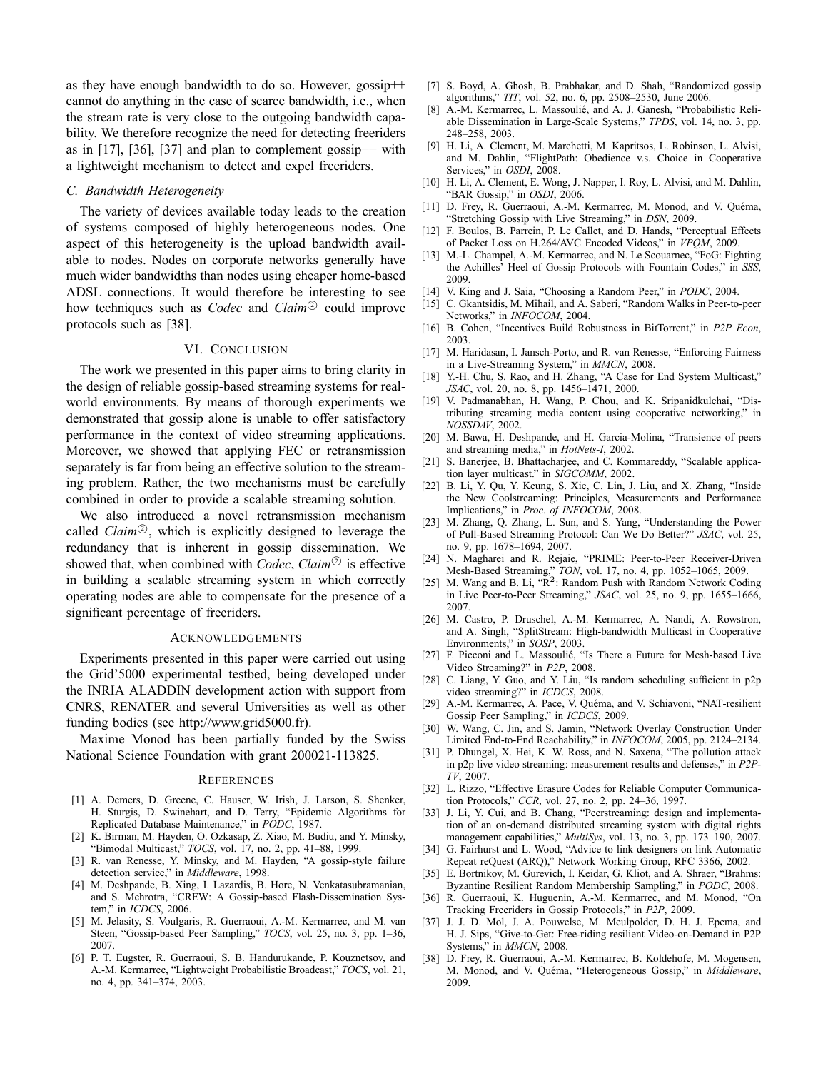as they have enough bandwidth to do so. However, gossip++ cannot do anything in the case of scarce bandwidth, i.e., when the stream rate is very close to the outgoing bandwidth capability. We therefore recognize the need for detecting freeriders as in [17], [36], [37] and plan to complement gossip++ with a lightweight mechanism to detect and expel freeriders.

### C. Bandwidth Heterogeneity

The variety of devices available today leads to the creation of systems composed of highly heterogeneous nodes. One aspect of this heterogeneity is the upload bandwidth available to nodes. Nodes on corporate networks generally have much wider bandwidths than nodes using cheaper home-based ADSL connections. It would therefore be interesting to see how techniques such as *Codec* and *Claim*② could improve protocols such as [38].

## VI. Conclusion

The work we presented in this paper aims to bring clarity in the design of reliable gossip-based streaming systems for real-world environments. By means of thorough experiments we demonstrated that gossip alone is unable to offer satisfactory performance in the context of video streaming applications. Moreover, we showed that applying FEC or retransmission separately is far from being an effective solution to the streaming problem. Rather, the two mechanisms must be carefully combined in order to provide a scalable streaming solution.

We also introduced a novel retransmission mechanism called *Claim*②, which is explicitly designed to leverage the redundancy that is inherent in gossip dissemination. We showed that, when combined with *Codec*, *Claim*② is effective in building a scalable streaming system in which correctly operating nodes are able to compensate for the presence of a significant percentage of freeriders.

## Acknowledgements

Experiments presented in this paper were carried out using the Grid'5000 experimental testbed, being developed under the INRIA ALADDIN development action with support from CNRS, RENATER and several Universities as well as other funding bodies (see http://www.grid5000.fr).

Maxime Monod has been partially funded by the Swiss National Science Foundation with grant 200021-113825.

## References

[1] A. Demers, D. Greene, C. Hauser, W. Irish, J. Larson, S. Shenker, H. Sturgis, D. Swinehart, and D. Terry, "Epidemic Algorithms for Replicated Database Maintenance," in *PODC*, 1987.

[2] K. Birman, M. Hayden, O. Ozkasap, Z. Xiao, M. Budiu, and Y. Minsky, "Bimodal Multicast," *TOCS*, vol. 17, no. 2, pp. 41–88, 1999.

[3] R. van Renesse, Y. Minsky, and M. Hayden, "A gossip-style failure detection service," in *Middleware*, 1998.

[4] M. Deshpande, B. Xing, I. Lazardis, B. Hore, N. Venkatasubramanian, and S. Mehrotra, "CREW: A Gossip-based Flash-Dissemination System," in *ICDCS*, 2006.

[5] M. Jelasity, S. Voulgaris, R. Guerraoui, A.-M. Kermarrec, and M. van Steen, "Gossip-based Peer Sampling," *TOCS*, vol. 25, no. 3, pp. 1–36, 2007.

[6] P. T. Eugster, R. Guerraoui, S. B. Handurukande, P. Kouznetsov, and A.-M. Kermarrec, "Lightweight Probabilistic Broadcast," *TOCS*, vol. 21, no. 4, pp. 341–374, 2003.

[7] S. Boyd, A. Ghosh, B. Prabhakar, and D. Shah, "Randomized gossip algorithms," *TIT*, vol. 52, no. 6, pp. 2508–2530, June 2006.

[8] A.-M. Kermarrec, L. Massoulié, and A. J. Ganesh, "Probabilistic Reliable Dissemination in Large-Scale Systems," *TPDS*, vol. 14, no. 3, pp. 248–258, 2003.

[9] H. Li, A. Clement, M. Marchetti, M. Kapritsos, L. Robinson, L. Alvisi, and M. Dahlin, "FlightPath: Obedience v.s. Choice in Cooperative Services," in *OSDI*, 2008.

[10] H. Li, A. Clement, E. Wong, J. Napper, I. Roy, L. Alvisi, and M. Dahlin, "BAR Gossip," in *OSDI*, 2006.

[11] D. Frey, R. Guerraoui, A.-M. Kermarrec, M. Monod, and V. Quéma, "Stretching Gossip with Live Streaming," in *DSN*, 2009.

[12] F. Boulos, B. Parrein, P. Le Callet, and D. Hands, "Perceptual Effects of Packet Loss on H.264/AVC Encoded Videos," in *VPQM*, 2009.

[13] M.-L. Champel, A.-M. Kermarrec, and N. Le Scouarnec, "FoG: Fighting the Achilles' Heel of Gossip Protocols with Fountain Codes," in *SSS*, 2009.

[14] V. King and J. Saia, "Choosing a Random Peer," in *PODC*, 2004.

[15] C. Gkantsidis, M. Mihail, and A. Saberi, "Random Walks in Peer-to-peer Networks," in *INFOCOM*, 2004.

[16] B. Cohen, "Incentives Build Robustness in BitTorrent," in *P2P Econ*, 2003.

[17] M. Haridasan, I. Jansch-Porto, and R. van Renesse, "Enforcing Fairness in a Live-Streaming System," in *MMCN*, 2008.

[18] Y.-H. Chu, S. Rao, and H. Zhang, "A Case for End System Multicast," *JSAC*, vol. 20, no. 8, pp. 1456–1471, 2000.

[19] V. Padmanabhan, H. Wang, P. Chou, and K. Sripanidkulchai, "Distributing streaming media content using cooperative networking," in *NOSSDAV*, 2002.

[20] M. Bawa, H. Deshpande, and H. Garcia-Molina, "Transience of peers and streaming media," in *HotNets-I*, 2002.

[21] S. Banerjee, B. Bhattacharjee, and C. Kommareddy, "Scalable application layer multicast." in *SIGCOMM*, 2002.

[22] B. Li, Y. Qu, Y. Keung, S. Xie, C. Lin, J. Liu, and X. Zhang, "Inside the New Coolstreaming: Principles, Measurements and Performance Implications," in *Proc. of INFOCOM*, 2008.

[23] M. Zhang, Q. Zhang, L. Sun, and S. Yang, "Understanding the Power of Pull-Based Streaming Protocol: Can We Do Better?" *JSAC*, vol. 25, no. 9, pp. 1678–1694, 2007.

[24] N. Magharei and R. Rejaie, "PRIME: Peer-to-Peer Receiver-Driven Mesh-Based Streaming," *TON*, vol. 17, no. 4, pp. 1052–1065, 2009.

[25] M. Wang and B. Li, "$R^2$: Random Push with Random Network Coding in Live Peer-to-Peer Streaming," *JSAC*, vol. 25, no. 9, pp. 1655–1666, 2007.

[26] M. Castro, P. Druschel, A.-M. Kermarrec, A. Nandi, A. Rowstron, and A. Singh, "SplitStream: High-bandwidth Multicast in Cooperative Environments," in *SOSP*, 2003.

[27] F. Picconi and L. Massoulié, "Is There a Future for Mesh-based Live Video Streaming?" in *P2P*, 2008.

[28] C. Liang, Y. Guo, and Y. Liu, "Is random scheduling sufficient in p2p video streaming?" in *ICDCS*, 2008.

[29] A.-M. Kermarrec, A. Pace, V. Quéma, and V. Schiavoni, "NAT-resilient Gossip Peer Sampling," in *ICDCS*, 2009.

[30] W. Wang, C. Jin, and S. Jamin, "Network Overlay Construction Under Limited End-to-End Reachability," in *INFOCOM*, 2005, pp. 2124–2134.

[31] P. Dhungel, X. Hei, K. W. Ross, and N. Saxena, "The pollution attack in p2p live video streaming: measurement results and defenses," in *P2P-TV*, 2007.

[32] L. Rizzo, "Effective Erasure Codes for Reliable Computer Communication Protocols," *CCR*, vol. 27, no. 2, pp. 24–36, 1997.

[33] J. Li, Y. Cui, and B. Chang, "Peerstreaming: design and implementation of an on-demand distributed streaming system with digital rights management capabilities," *MultiSys*, vol. 13, no. 3, pp. 173–190, 2007.

[34] G. Fairhurst and L. Wood, "Advice to link designers on link Automatic Repeat reQuest (ARQ)," Network Working Group, RFC 3366, 2002.

[35] E. Bortnikov, M. Gurevich, I. Keidar, G. Kliot, and A. Shraer, "Brahms: Byzantine Resilient Random Membership Sampling," in *PODC*, 2008.

[36] R. Guerraoui, K. Huguenin, A.-M. Kermarrec, and M. Monod, "On Tracking Freeriders in Gossip Protocols," in *P2P*, 2009.

[37] J. J. D. Mol, J. A. Pouwelse, M. Meulpolder, D. H. J. Epema, and H. J. Sips, "Give-to-Get: Free-riding resilient Video-on-Demand in P2P Systems," in *MMCN*, 2008.

[38] D. Frey, R. Guerraoui, A.-M. Kermarrec, B. Koldehofe, M. Mogensen, M. Monod, and V. Quéma, "Heterogeneous Gossip," in *Middleware*, 2009.